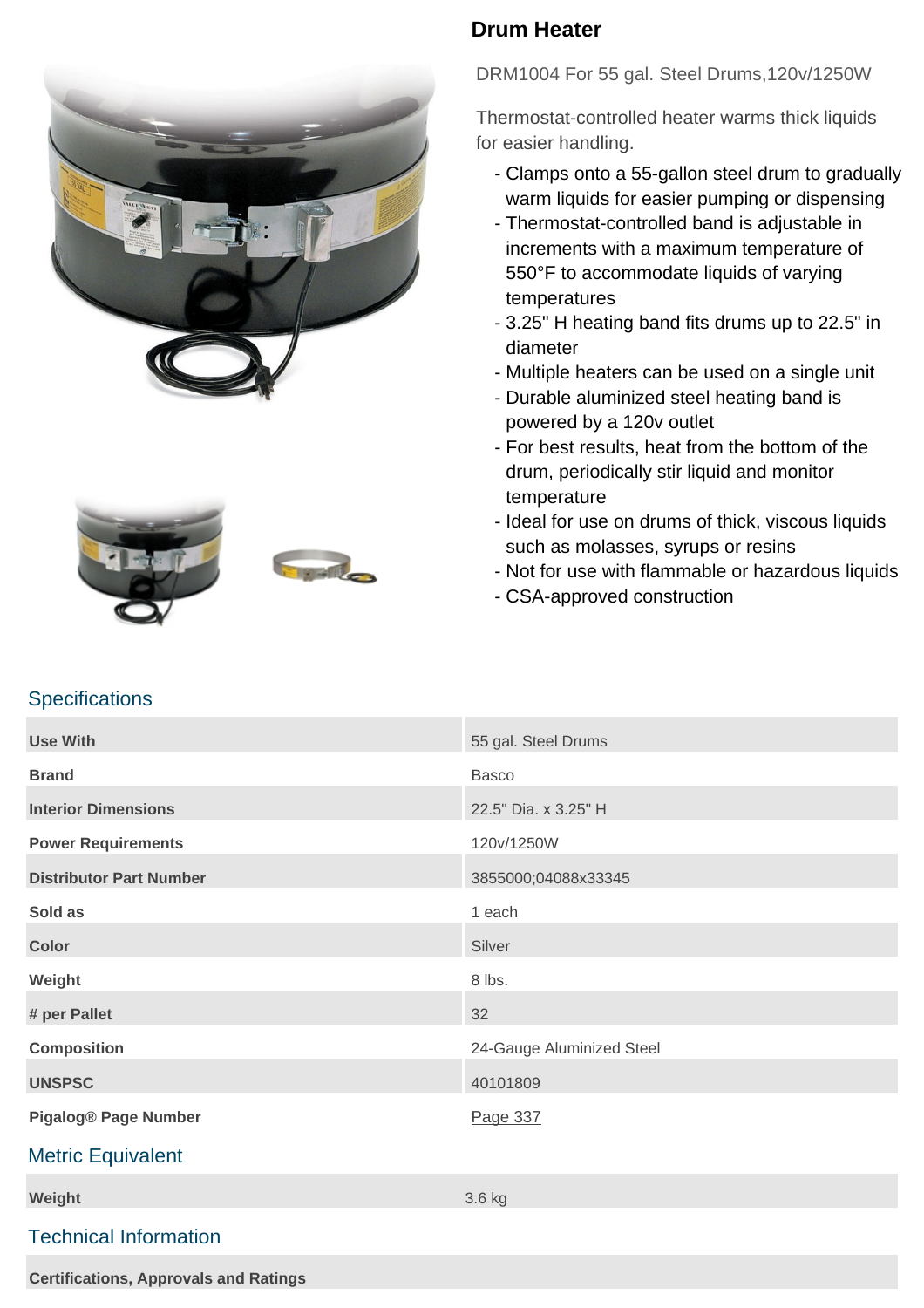# Drum Heater

DRM1004 For 55 gal. Steel Drums,120v/1250W

Thermostat-controlled heater warms thick liquids for easier handling.

- Clamps onto a 55-gallon steel drum to gradually warm liquids for easier pumping or dispensing
- Thermostat-controlled band is adjustable in increments with a maximum temperature of 550°F to accommodate liquids of varying temperatures
- 3.25" H heating band fits drums up to 22.5" in diameter
- Multiple heaters can be used on a single unit
- Durable aluminized steel heating band is powered by a 120v outlet
- For best results, heat from the bottom of the drum, periodically stir liquid and monitor temperature
- Ideal for use on drums of thick, viscous liquids such as molasses, syrups or resins
- Not for use with flammable or hazardous liquids
- CSA-approved construction

## Specifications

| | |
|---|---|
| **Use With** | 55 gal. Steel Drums |
| **Brand** | Basco |
| **Interior Dimensions** | 22.5" Dia. x 3.25" H |
| **Power Requirements** | 120v/1250W |
| **Distributor Part Number** | 3855000;04088x33345 |
| **Sold as** | 1 each |
| **Color** | Silver |
| **Weight** | 8 lbs. |
| **# per Pallet** | 32 |
| **Composition** | 24-Gauge Aluminized Steel |
| **UNSPSC** | 40101809 |
| **Pigalog® Page Number** | Page 337 |

## Metric Equivalent

| | |
|---|---|
| **Weight** | 3.6 kg |

## Technical Information

**Certifications, Approvals and Ratings**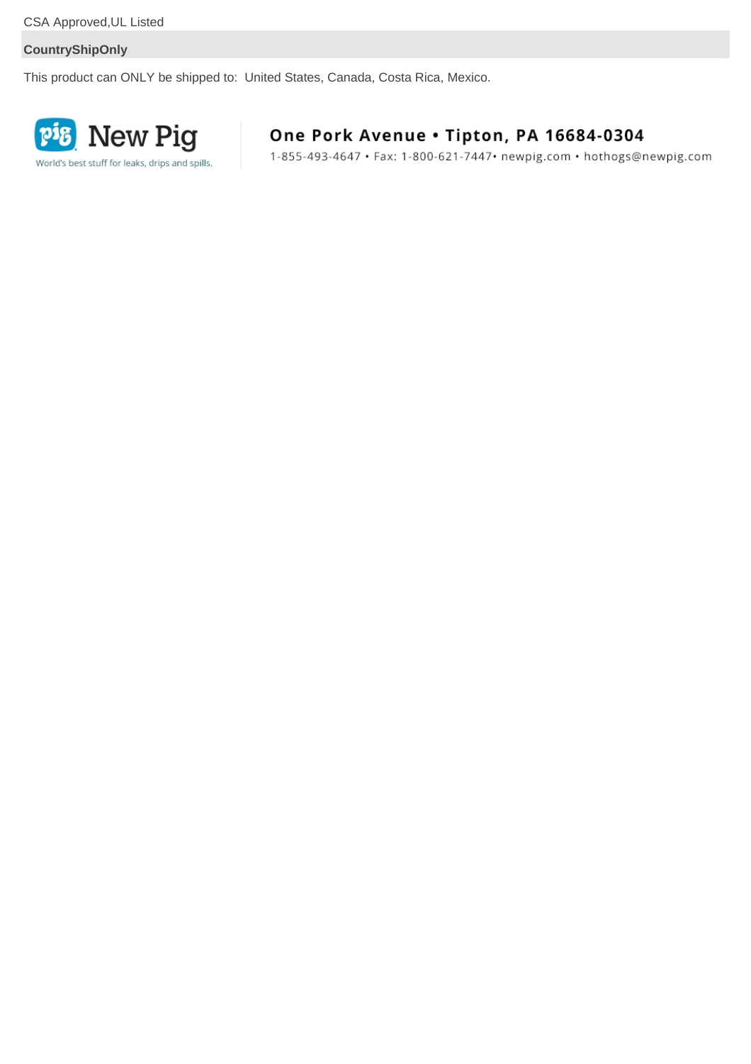CSA Approved,UL Listed

**CountryShipOnly**

This product can ONLY be shipped to: United States, Canada, Costa Rica, Mexico.

New Pig
World's best stuff for leaks, drips and spills.

**One Pork Avenue • Tipton, PA 16684-0304**

1-855-493-4647 • Fax: 1-800-621-7447• newpig.com • hothogs@newpig.com